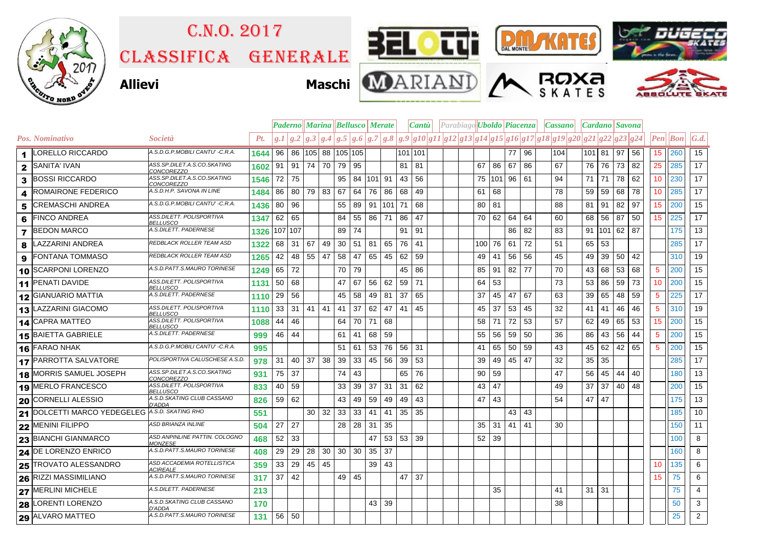# C.N.O. 2017

# CLASSIFICA GENERALE

**Allievi** **Maschi**

| Pos. | Nominativo | Società | Pt. | Paderno | | Marina | | Bellusco | | Merate | | Cantù | | Parabiago | | | Uboldo | | Piacenza | | | Cassano | | Cardano | | Savona | | | | |
|---|---|---|---|---|---|---|---|---|---|---|---|---|---|---|---|---|---|---|---|---|---|---|---|---|---|---|---|---|---|---|
| | | | | g.1 | g.2 | g.3 | g.4 | g.5 | g.6 | g.7 | g.8 | g.9 | g10 | g11 | g12 | g13 | g14 | g15 | g16 | g17 | g18 | g19 | g20 | g21 | g22 | g23 | g24 | Pen | Bon | G.d. |
| 1 | LORELLO RICCARDO | A.S.D.G.P.MOBILI CANTU' -C.R.A. | 1644 | 96 | 86 | 105 | 88 | 105 | 105 | | | 101 | 101 | | | | | | 77 | 96 | | 104 | | 101 | 81 | 97 | 56 | 15 | 260 | 15 |
| 2 | SANITA' IVAN | ASS.SP.DILET.A.S.CO.SKATING CONCOREZZO | 1602 | 91 | 91 | 74 | 70 | 79 | 95 | | | 81 | 81 | | | | 67 | 86 | 67 | 86 | | 67 | | 76 | 76 | 73 | 82 | 25 | 285 | 17 |
| 3 | BOSSI RICCARDO | ASS.SP.DILET.A.S.CO.SKATING CONCOREZZO | 1546 | 72 | 75 | | | 95 | 84 | 101 | 91 | 43 | 56 | | | | 75 | 101 | 96 | 61 | | 94 | | 71 | 71 | 78 | 62 | 10 | 230 | 17 |
| 4 | ROMAIRONE FEDERICO | A.S.D.H.P. SAVONA IN LINE | 1484 | 86 | 80 | 79 | 83 | 67 | 64 | 76 | 86 | 68 | 49 | | | | 61 | 68 | | | | 78 | | 59 | 59 | 68 | 78 | 10 | 285 | 17 |
| 5 | CREMASCHI ANDREA | A.S.D.G.P.MOBILI CANTU' -C.R.A. | 1436 | 80 | 96 | | | 55 | 89 | 91 | 101 | 71 | 68 | | | | 80 | 81 | | | | 88 | | 81 | 91 | 82 | 97 | 15 | 200 | 15 |
| 6 | FINCO ANDREA | ASS.DILETT. POLISPORTIVA BELLUSCO | 1347 | 62 | 65 | | | 84 | 55 | 86 | 71 | 86 | 47 | | | | 70 | 62 | 64 | 64 | | 60 | | 68 | 56 | 87 | 50 | 15 | 225 | 17 |
| 7 | BEDON MARCO | A.S.DILETT. PADERNESE | 1326 | 107 | 107 | | | 89 | 74 | | | 91 | 91 | | | | | | 86 | 82 | | 83 | | 91 | 101 | 62 | 87 | | 175 | 13 |
| 8 | LAZZARINI ANDREA | REDBLACK ROLLER TEAM ASD | 1322 | 68 | 31 | 67 | 49 | 30 | 51 | 81 | 65 | 76 | 41 | | | | 100 | 76 | 61 | 72 | | 51 | | 65 | 53 | | | | 285 | 17 |
| 9 | FONTANA TOMMASO | REDBLACK ROLLER TEAM ASD | 1265 | 42 | 48 | 55 | 47 | 58 | 47 | 65 | 45 | 62 | 59 | | | | 49 | 41 | 56 | 56 | | 45 | | 49 | 39 | 50 | 42 | | 310 | 19 |
| 10 | SCARPONI LORENZO | A.S.D.PATT.S.MAURO TORINESE | 1249 | 65 | 72 | | | 70 | 79 | | | 45 | 86 | | | | 85 | 91 | 82 | 77 | | 70 | | 43 | 68 | 53 | 68 | 5 | 200 | 15 |
| 11 | PENATI DAVIDE | ASS.DILETT. POLISPORTIVA BELLUSCO | 1131 | 50 | 68 | | | 47 | 67 | 56 | 62 | 59 | 71 | | | | 64 | 53 | | | | 73 | | 53 | 86 | 59 | 73 | 10 | 200 | 15 |
| 12 | GIANUARIO MATTIA | A.S.DILETT. PADERNESE | 1110 | 29 | 56 | | | 45 | 58 | 49 | 81 | 37 | 65 | | | | 37 | 45 | 47 | 67 | | 63 | | 39 | 65 | 48 | 59 | 5 | 225 | 17 |
| 13 | LAZZARINI GIACOMO | ASS.DILETT. POLISPORTIVA BELLUSCO | 1110 | 33 | 31 | 41 | 41 | 41 | 37 | 62 | 47 | 41 | 45 | | | | 45 | 37 | 53 | 45 | | 32 | | 41 | 41 | 46 | 46 | 5 | 310 | 19 |
| 14 | CAPRA MATTEO | ASS.DILETT. POLISPORTIVA BELLUSCO | 1088 | 44 | 46 | | | 64 | 70 | 71 | 68 | | | | | | 58 | 71 | 72 | 53 | | 57 | | 62 | 49 | 65 | 53 | 15 | 200 | 15 |
| 15 | BAIETTA GABRIELE | A.S.DILETT. PADERNESE | 999 | 46 | 44 | | | 61 | 41 | 68 | 59 | | | | | | 55 | 56 | 59 | 50 | | 36 | | 86 | 43 | 56 | 44 | 5 | 200 | 15 |
| 16 | FARAO NHAK | A.S.D.G.P.MOBILI CANTU' -C.R.A. | 995 | | | | | 51 | 61 | 53 | 76 | 56 | 31 | | | | 41 | 65 | 50 | 59 | | 43 | | 45 | 62 | 42 | 65 | 5 | 200 | 15 |
| 17 | PARROTTA SALVATORE | POLISPORTIVA CALUSCHESE A.S.D. | 978 | 31 | 40 | 37 | 38 | 39 | 33 | 45 | 56 | 39 | 53 | | | | 39 | 49 | 45 | 47 | | 32 | | 35 | 35 | | | | 285 | 17 |
| 18 | MORRIS SAMUEL JOSEPH | ASS.SP.DILET.A.S.CO.SKATING CONCOREZZO | 931 | 75 | 37 | | | 74 | 43 | | | 65 | 76 | | | | 90 | 59 | | | | 47 | | 56 | 45 | 44 | 40 | | 180 | 13 |
| 19 | MERLO FRANCESCO | ASS.DILETT. POLISPORTIVA BELLUSCO | 833 | 40 | 59 | | | 33 | 39 | 37 | 31 | 31 | 62 | | | | 43 | 47 | | | | 49 | | 37 | 37 | 40 | 48 | | 200 | 15 |
| 20 | CORNELLI ALESSIO | A.S.D.SKATING CLUB CASSANO D'ADDA | 826 | 59 | 62 | | | 43 | 49 | 59 | 49 | 49 | 43 | | | | 47 | 43 | | | | 54 | | 47 | 47 | | | | 175 | 13 |
| 21 | DOLCETTI MARCO YEDEGELEG | A.S.D. SKATING RHO | 551 | | | 30 | 32 | 33 | 33 | 41 | 41 | 35 | 35 | | | | | | 43 | 43 | | | | | | | | | 185 | 10 |
| 22 | MENINI FILIPPO | ASD BRIANZA INLINE | 504 | 27 | 27 | | | 28 | 28 | 31 | 35 | | | | | | 35 | 31 | 41 | 41 | | 30 | | | | | | | 150 | 11 |
| 23 | BIANCHI GIANMARCO | ASD ANPINLINE PATTIN. COLOGNO MONZESE | 468 | 52 | 33 | | | | | 47 | 53 | 53 | 39 | | | | 52 | 39 | | | | | | | | | | | 100 | 8 |
| 24 | DE LORENZO ENRICO | A.S.D.PATT.S.MAURO TORINESE | 408 | 29 | 29 | 28 | 30 | 30 | 30 | 35 | 37 | | | | | | | | | | | | | | | | | | 160 | 8 |
| 25 | TROVATO ALESSANDRO | ASD ACCADEMIA ROTELLISTICA ACIREALE | 359 | 33 | 29 | 45 | 45 | | | 39 | 43 | | | | | | | | | | | | | | | | | 10 | 135 | 6 |
| 26 | RIZZI MASSIMILIANO | A.S.D.PATT.S.MAURO TORINESE | 317 | 37 | 42 | | | 49 | 45 | | | 47 | 37 | | | | | | | | | | | | | | | 15 | 75 | 6 |
| 27 | MERLINI MICHELE | A.S.DILETT. PADERNESE | 213 | | | | | | | | | | | | | | | 35 | | | | 41 | | 31 | 31 | | | | 75 | 4 |
| 28 | LORENTI LORENZO | A.S.D.SKATING CLUB CASSANO D'ADDA | 170 | | | | | | | 43 | 39 | | | | | | | | | | | 38 | | | | | | | 50 | 3 |
| 29 | ALVARO MATTEO | A.S.D.PATT.S.MAURO TORINESE | 131 | 56 | 50 | | | | | | | | | | | | | | | | | | | | | | | | 25 | 2 |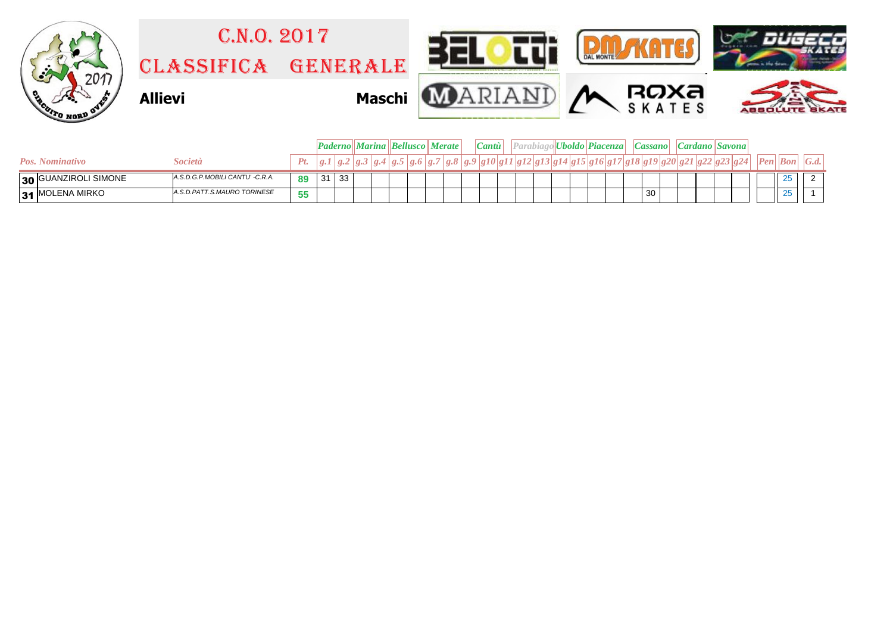# C.N.O. 2017

# Classifica Generale

**Allievi** **Maschi**

| | | | | Paderno | | Marina | | Bellusco | | Merate | | | Cantù | | Parabiago | | Uboldo | | Piacenza | | | Cassano | | Cardano | | Savona | | | | |
|---|---|---|---|---|---|---|---|---|---|---|---|---|---|---|---|---|---|---|---|---|---|---|---|---|---|---|---|---|---|---|
| Pos. | Nominativo | Società | Pt. | g.1 | g.2 | g.3 | g.4 | g.5 | g.6 | g.7 | g.8 | g.9 | g10 | g11 | g12 | g13 | g14 | g15 | g16 | g17 | g18 | g19 | g20 | g21 | g22 | g23 | g24 | Pen | Bon | G.d. |
| 30 | GUANZIROLI SIMONE | A.S.D.G.P.MOBILI CANTU' -C.R.A. | 89 | 31 | 33 | | | | | | | | | | | | | | | | | | | | | | | | 25 | 2 |
| 31 | MOLENA MIRKO | A.S.D.PATT.S.MAURO TORINESE | 55 | | | | | | | | | | | | | | | | | | | 30 | | | | | | | 25 | 1 |